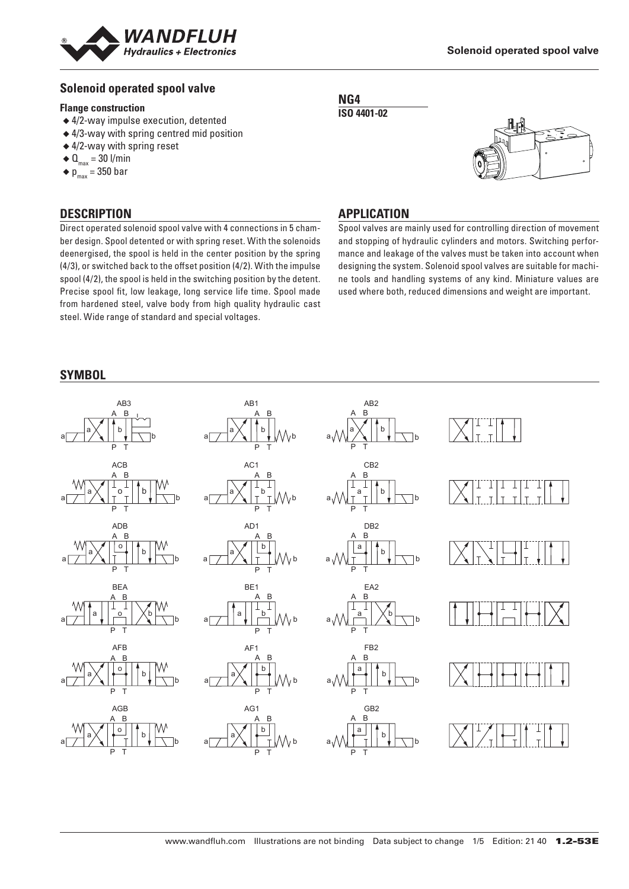## Solenoid operated spool valve

**Flange construction**

- 4/2-way impulse execution, detented
- 4/3-way with spring centred mid position
- 4/2-way with spring reset
- $Q_{max}$ = 30 l/min
- $p_{max}$ = 350 bar

**NG4**
**ISO 4401-02**

## DESCRIPTION

Direct operated solenoid spool valve with 4 connections in 5 chamber design. Spool detented or with spring reset. With the solenoids deenergised, the spool is held in the center position by the spring (4/3), or switched back to the offset position (4/2). With the impulse spool (4/2), the spool is held in the switching position by the detent. Precise spool fit, low leakage, long service life time. Spool made from hardened steel, valve body from high quality hydraulic cast steel. Wide range of standard and special voltages.

## APPLICATION

Spool valves are mainly used for controlling direction of movement and stopping of hydraulic cylinders and motors. Switching performance and leakage of the valves must be taken into account when designing the system. Solenoid spool valves are suitable for machine tools and handling systems of any kind. Miniature values are used where both, reduced dimensions and weight are important.

## SYMBOL

AB3 AB1 AB2

ACB AC1 CB2

ADB AD1 DB2

BEA BE1 EA2

AFB AF1 FB2

AGB AG1 GB2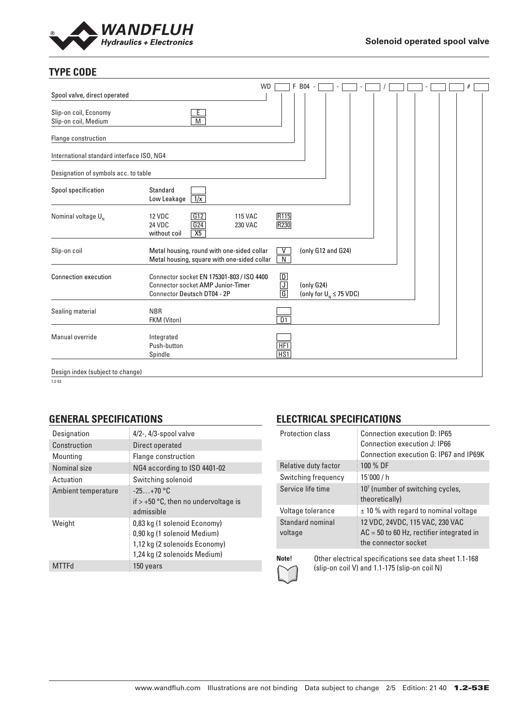## TYPE CODE

WD [ ] F B04 - [ ] - [ ] - [ ] / [ ] [ ] - [ ] [ ] # [ ]

| | | | | |
|---|---|---|---|---|
| Spool valve, direct operated | | | | |
| Slip-on coil, Economy | | E | | |
| Slip-on coil, Medium | | M | | |
| Flange construction | | | | |
| International standard interface ISO, NG4 | | | | |
| Designation of symbols acc. to table | | | | |
| Spool specification | Standard | | | |
| | Low Leakage | 1/x | | |
| Nominal voltage $U_N$ | 12 VDC | G12 | 115 VAC | R115 |
| | 24 VDC | G24 | 230 VAC | R230 |
| | without coil | X5 | | |
| Slip-on coil | Metal housing, round with one-sided collar | V | (only G12 and G24) | |
| | Metal housing, square with one-sided collar | N | | |
| Connection execution | Connector socket EN 175301-803 / ISO 4400 | D | | |
| | Connector socket AMP Junior-Timer | J | (only G24) | |
| | Connector Deutsch DT04 - 2P | G | (only for $U_N \leq 75$ VDC) | |
| Sealing material | NBR | | | |
| | FKM (Viton) | D1 | | |
| Manual override | Integrated | | | |
| | Push-button | HF1 | | |
| | Spindle | HS1 | | |
| Design index (subject to change) | | | | |

1.2-53

## GENERAL SPECIFICATIONS

| | |
|---|---|
| Designation | 4/2-, 4/3-spool valve |
| Construction | Direct operated |
| Mounting | Flange construction |
| Nominal size | NG4 according to ISO 4401-02 |
| Actuation | Switching solenoid |
| Ambient temperature | -25…+70 °C<br>if > +50 °C, then no undervoltage is admissible |
| Weight | 0,83 kg (1 solenoid Economy)<br>0,90 kg (1 solenoid Medium)<br>1,12 kg (2 solenoids Economy)<br>1,24 kg (2 solenoids Medium) |
| MTTFd | 150 years |

## ELECTRICAL SPECIFICATIONS

| | |
|---|---|
| Protection class | Connection execution D: IP65<br>Connection execution J: IP66<br>Connection execution G: IP67 and IP69K |
| Relative duty factor | 100 % DF |
| Switching frequency | 15'000 / h |
| Service life time | $10^7$ (number of switching cycles, theoretically) |
| Voltage tolerance | ± 10 % with regard to nominal voltage |
| Standard nominal voltage | 12 VDC, 24VDC, 115 VAC, 230 VAC<br>AC = 50 to 60 Hz, rectifier integrated in the connector socket |

**Note!** Other electrical specifications see data sheet 1.1-168 (slip-on coil V) and 1.1-175 (slip-on coil N)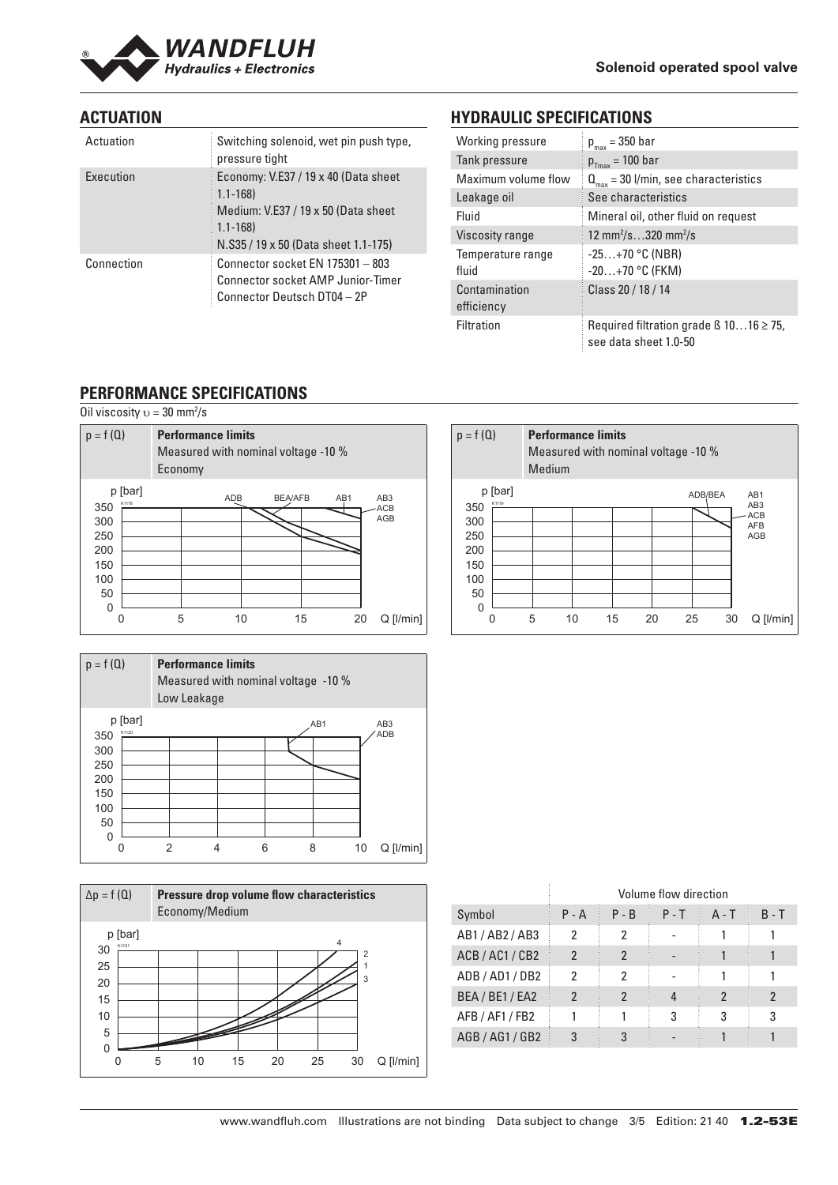## ACTUATION

| Actuation | Switching solenoid, wet pin push type, pressure tight |
|---|---|
| Execution | Economy: V.E37 / 19 x 40 (Data sheet 1.1-168)<br>Medium: V.E37 / 19 x 50 (Data sheet 1.1-168)<br>N.S35 / 19 x 50 (Data sheet 1.1-175) |
| Connection | Connector socket EN 175301 – 803<br>Connector socket AMP Junior-Timer<br>Connector Deutsch DT04 – 2P |

## HYDRAULIC SPECIFICATIONS

| Working pressure | $p_{max}$ = 350 bar |
|---|---|
| Tank pressure | $p_{Tmax}$ = 100 bar |
| Maximum volume flow | $Q_{max}$ = 30 l/min, see characteristics |
| Leakage oil | See characteristics |
| Fluid | Mineral oil, other fluid on request |
| Viscosity range | 12 mm²/s…320 mm²/s |
| Temperature range fluid | -25…+70 °C (NBR)<br>-20…+70 °C (FKM) |
| Contamination efficiency | Class 20 / 18 / 14 |
| Filtration | Required filtration grade ß 10…16 ≥ 75, see data sheet 1.0-50 |

## PERFORMANCE SPECIFICATIONS

Oil viscosity υ = 30 mm²/s

$p = f(Q)$ **Performance limits** Measured with nominal voltage -10 % Economy

$p = f(Q)$ **Performance limits** Measured with nominal voltage -10 % Medium

$p = f(Q)$ **Performance limits** Measured with nominal voltage -10 % Low Leakage

$\Delta p = f(Q)$ **Pressure drop volume flow characteristics** Economy/Medium

| | Volume flow direction | | | | |
|---|---|---|---|---|---|
| Symbol | P - A | P - B | P - T | A - T | B - T |
| AB1 / AB2 / AB3 | 2 | 2 | - | 1 | 1 |
| ACB / AC1 / CB2 | 2 | 2 | - | 1 | 1 |
| ADB / AD1 / DB2 | 2 | 2 | - | 1 | 1 |
| BEA / BE1 / EA2 | 2 | 2 | 4 | 2 | 2 |
| AFB / AF1 / FB2 | 1 | 1 | 3 | 3 | 3 |
| AGB / AG1 / GB2 | 3 | 3 | - | 1 | 1 |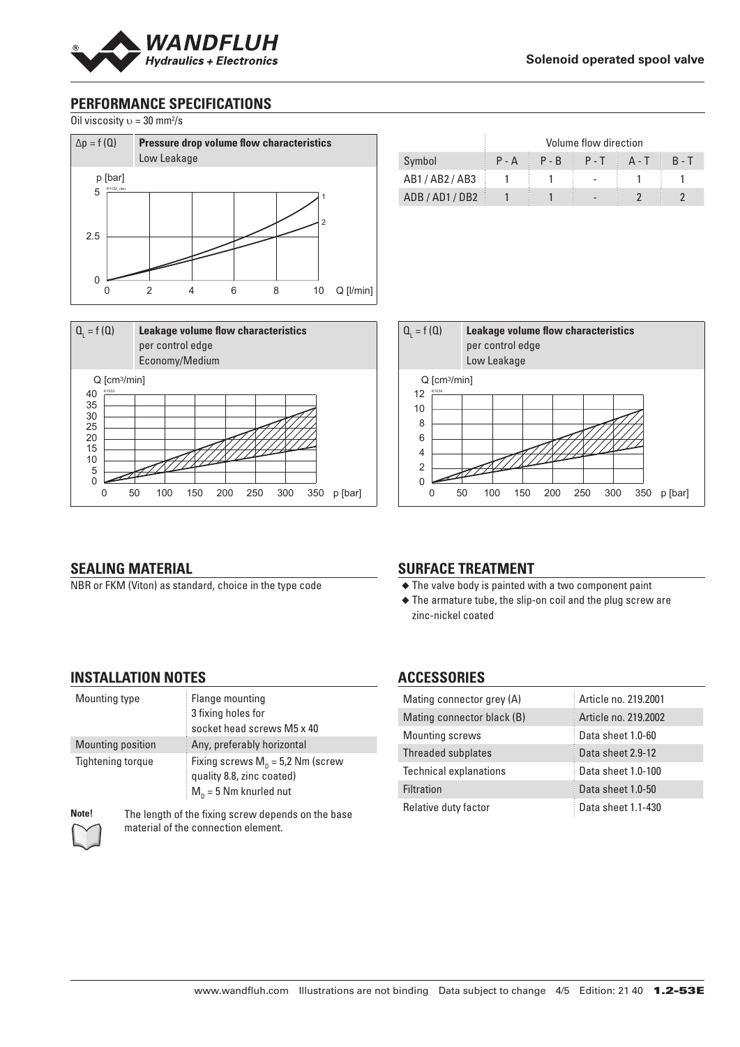## PERFORMANCE SPECIFICATIONS

Oil viscosity $\upsilon$ = 30 mm²/s

$\Delta p = f(Q)$ **Pressure drop volume flow characteristics**
Low Leakage

| | Volume flow direction | | | | |
|---|---|---|---|---|---|
| Symbol | P - A | P - B | P - T | A - T | B - T |
| AB1 / AB2 / AB3 | 1 | 1 | - | 1 | 1 |
| ADB / AD1 / DB2 | 1 | 1 | - | 2 | 2 |

$Q_L = f(Q)$ **Leakage volume flow characteristics**
per control edge
Economy/Medium

$Q_L = f(Q)$ **Leakage volume flow characteristics**
per control edge
Low Leakage

## SEALING MATERIAL

NBR or FKM (Viton) as standard, choice in the type code

## SURFACE TREATMENT

- The valve body is painted with a two component paint
- The armature tube, the slip-on coil and the plug screw are zinc-nickel coated

## INSTALLATION NOTES

| | |
|---|---|
| Mounting type | Flange mounting<br>3 fixing holes for<br>socket head screws M5 x 40 |
| Mounting position | Any, preferably horizontal |
| Tightening torque | Fixing screws $M_D$ = 5,2 Nm (screw quality 8.8, zinc coated)<br>$M_D$ = 5 Nm knurled nut |

**Note!** The length of the fixing screw depends on the base material of the connection element.

## ACCESSORIES

| | |
|---|---|
| Mating connector grey (A) | Article no. 219.2001 |
| Mating connector black (B) | Article no. 219.2002 |
| Mounting screws | Data sheet 1.0-60 |
| Threaded subplates | Data sheet 2.9-12 |
| Technical explanations | Data sheet 1.0-100 |
| Filtration | Data sheet 1.0-50 |
| Relative duty factor | Data sheet 1.1-430 |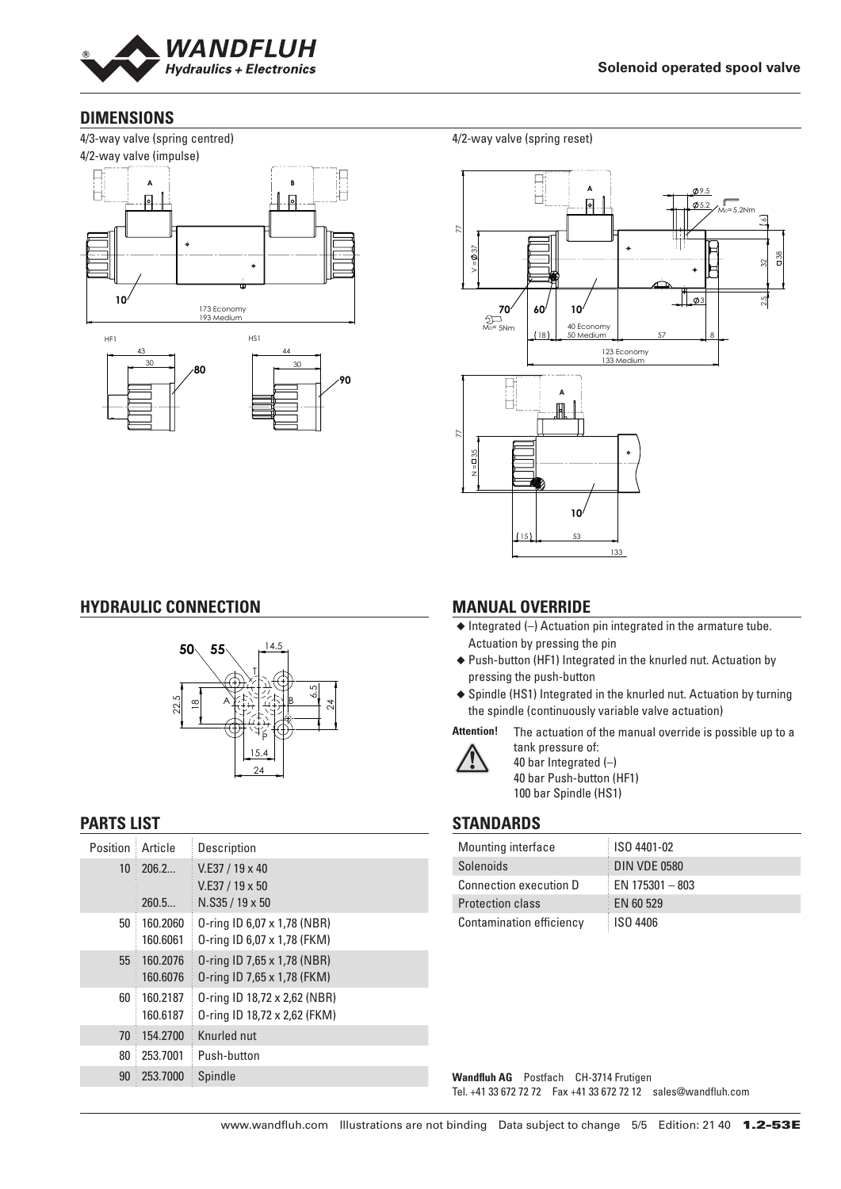## DIMENSIONS

4/3-way valve (spring centred)
4/2-way valve (impulse)

10
173 Economy
193 Medium

HF1
43
30
80

HS1
44
30
90

4/2-way valve (spring reset)

Ø9.5
Ø5.2
MD= 5.2Nm
(6)
77
V = Ø37
32
□38
2.5
Ø3
70
60
10
MD= 5Nm
(18)
40 Economy
50 Medium
57
8
123 Economy
133 Medium

77
N = □35
10
(15)
53
133

## HYDRAULIC CONNECTION

50
55
14.5
T
22.5
18
A
B
6.5
24
P
15.4
24

## MANUAL OVERRIDE

- Integrated (–) Actuation pin integrated in the armature tube. Actuation by pressing the pin
- Push-button (HF1) Integrated in the knurled nut. Actuation by pressing the push-button
- Spindle (HS1) Integrated in the knurled nut. Actuation by turning the spindle (continuously variable valve actuation)

**Attention!** The actuation of the manual override is possible up to a tank pressure of:
40 bar Integrated (–)
40 bar Push-button (HF1)
100 bar Spindle (HS1)

## PARTS LIST

| Position | Article | Description |
|---|---|---|
| 10 | 206.2... | V.E37 / 19 x 40 |
| | | V.E37 / 19 x 50 |
| | 260.5... | N.S35 / 19 x 50 |
| 50 | 160.2060 | O-ring ID 6,07 x 1,78 (NBR) |
| | 160.6061 | O-ring ID 6,07 x 1,78 (FKM) |
| 55 | 160.2076 | O-ring ID 7,65 x 1,78 (NBR) |
| | 160.6076 | O-ring ID 7,65 x 1,78 (FKM) |
| 60 | 160.2187 | O-ring ID 18,72 x 2,62 (NBR) |
| | 160.6187 | O-ring ID 18,72 x 2,62 (FKM) |
| 70 | 154.2700 | Knurled nut |
| 80 | 253.7001 | Push-button |
| 90 | 253.7000 | Spindle |

## STANDARDS

| | |
|---|---|
| Mounting interface | ISO 4401-02 |
| Solenoids | DIN VDE 0580 |
| Connection execution D | EN 175301 – 803 |
| Protection class | EN 60 529 |
| Contamination efficiency | ISO 4406 |

**Wandfluh AG** Postfach CH-3714 Frutigen
Tel. +41 33 672 72 72 Fax +41 33 672 72 12 sales@wandfluh.com